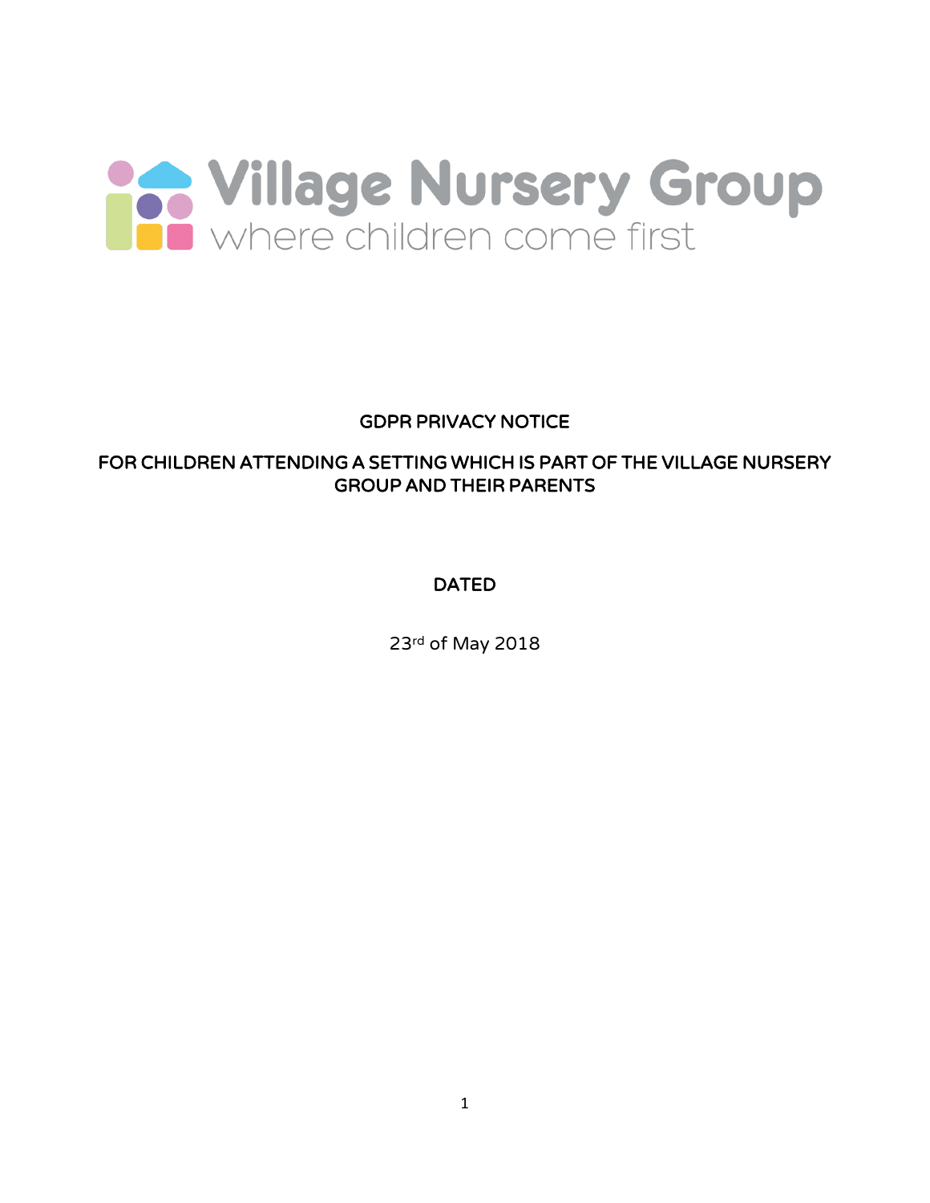Village Nursery Group
where children come first

# GDPR PRIVACY NOTICE

## FOR CHILDREN ATTENDING A SETTING WHICH IS PART OF THE VILLAGE NURSERY GROUP AND THEIR PARENTS

**DATED**

23rd of May 2018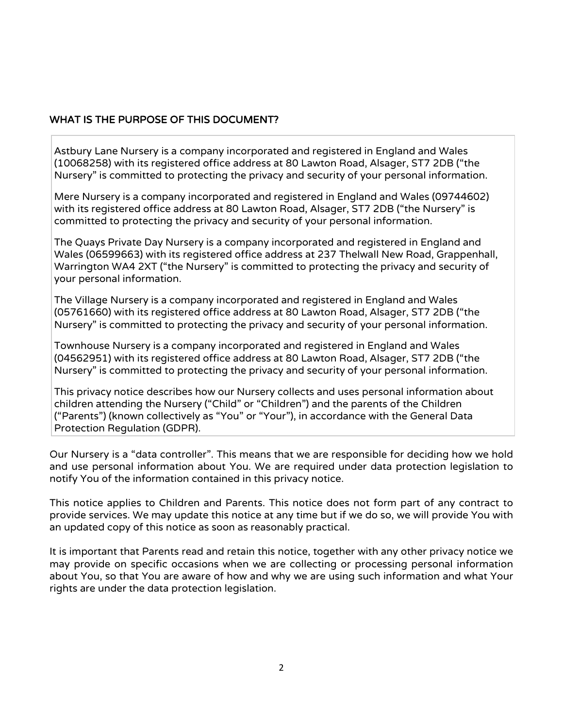## WHAT IS THE PURPOSE OF THIS DOCUMENT?

Astbury Lane Nursery is a company incorporated and registered in England and Wales (10068258) with its registered office address at 80 Lawton Road, Alsager, ST7 2DB ("the Nursery" is committed to protecting the privacy and security of your personal information.

Mere Nursery is a company incorporated and registered in England and Wales (09744602) with its registered office address at 80 Lawton Road, Alsager, ST7 2DB ("the Nursery" is committed to protecting the privacy and security of your personal information.

The Quays Private Day Nursery is a company incorporated and registered in England and Wales (06599663) with its registered office address at 237 Thelwall New Road, Grappenhall, Warrington WA4 2XT ("the Nursery" is committed to protecting the privacy and security of your personal information.

The Village Nursery is a company incorporated and registered in England and Wales (05761660) with its registered office address at 80 Lawton Road, Alsager, ST7 2DB ("the Nursery" is committed to protecting the privacy and security of your personal information.

Townhouse Nursery is a company incorporated and registered in England and Wales (04562951) with its registered office address at 80 Lawton Road, Alsager, ST7 2DB ("the Nursery" is committed to protecting the privacy and security of your personal information.

This privacy notice describes how our Nursery collects and uses personal information about children attending the Nursery ("Child" or "Children") and the parents of the Children ("Parents") (known collectively as "You" or "Your"), in accordance with the General Data Protection Regulation (GDPR).

Our Nursery is a "data controller". This means that we are responsible for deciding how we hold and use personal information about You. We are required under data protection legislation to notify You of the information contained in this privacy notice.

This notice applies to Children and Parents. This notice does not form part of any contract to provide services. We may update this notice at any time but if we do so, we will provide You with an updated copy of this notice as soon as reasonably practical.

It is important that Parents read and retain this notice, together with any other privacy notice we may provide on specific occasions when we are collecting or processing personal information about You, so that You are aware of how and why we are using such information and what Your rights are under the data protection legislation.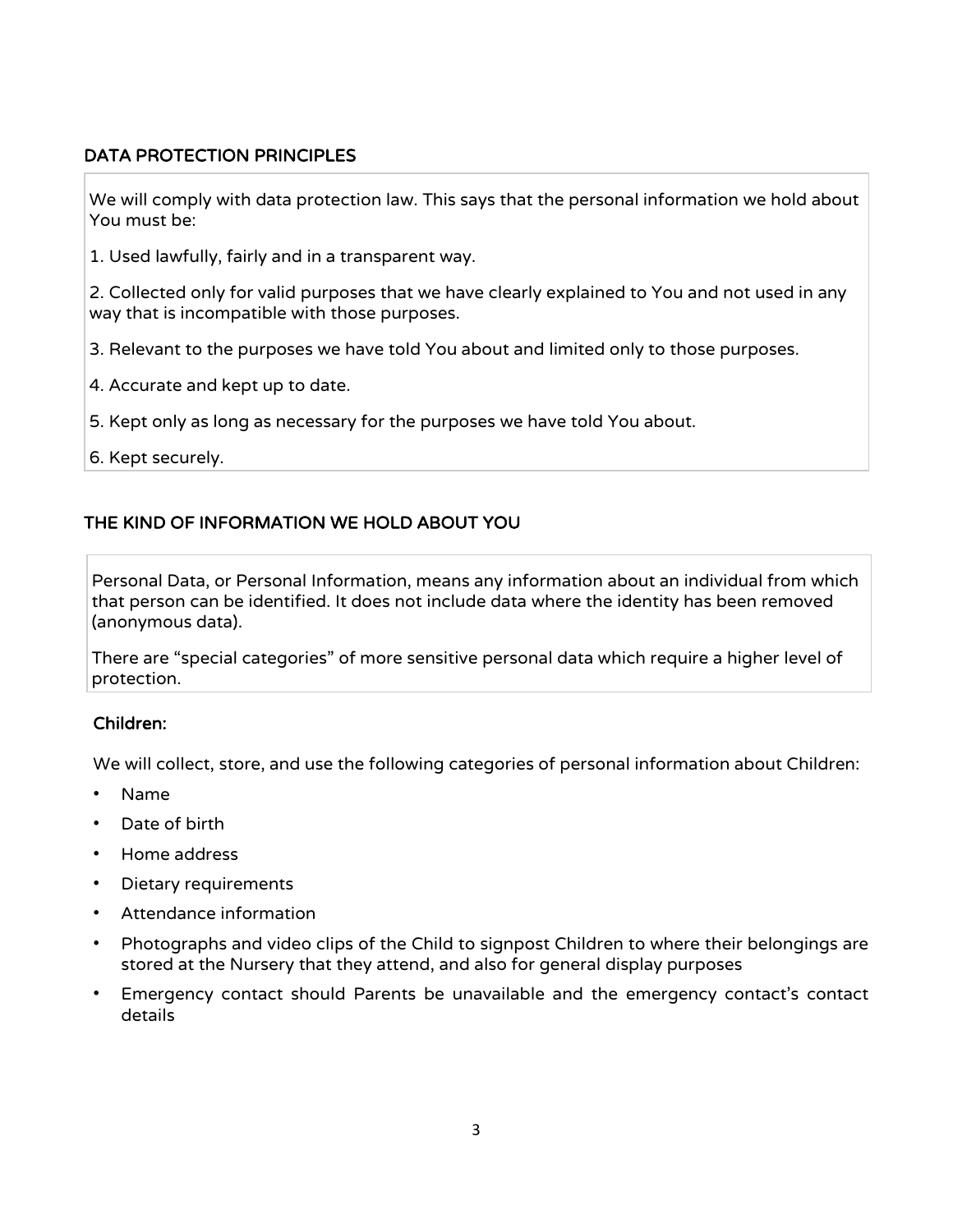## DATA PROTECTION PRINCIPLES

We will comply with data protection law. This says that the personal information we hold about You must be:

1. Used lawfully, fairly and in a transparent way.

2. Collected only for valid purposes that we have clearly explained to You and not used in any way that is incompatible with those purposes.

3. Relevant to the purposes we have told You about and limited only to those purposes.

4. Accurate and kept up to date.

5. Kept only as long as necessary for the purposes we have told You about.

6. Kept securely.

## THE KIND OF INFORMATION WE HOLD ABOUT YOU

Personal Data, or Personal Information, means any information about an individual from which that person can be identified. It does not include data where the identity has been removed (anonymous data).

There are “special categories” of more sensitive personal data which require a higher level of protection.

### Children:

We will collect, store, and use the following categories of personal information about Children:

- Name
- Date of birth
- Home address
- Dietary requirements
- Attendance information
- Photographs and video clips of the Child to signpost Children to where their belongings are stored at the Nursery that they attend, and also for general display purposes
- Emergency contact should Parents be unavailable and the emergency contact’s contact details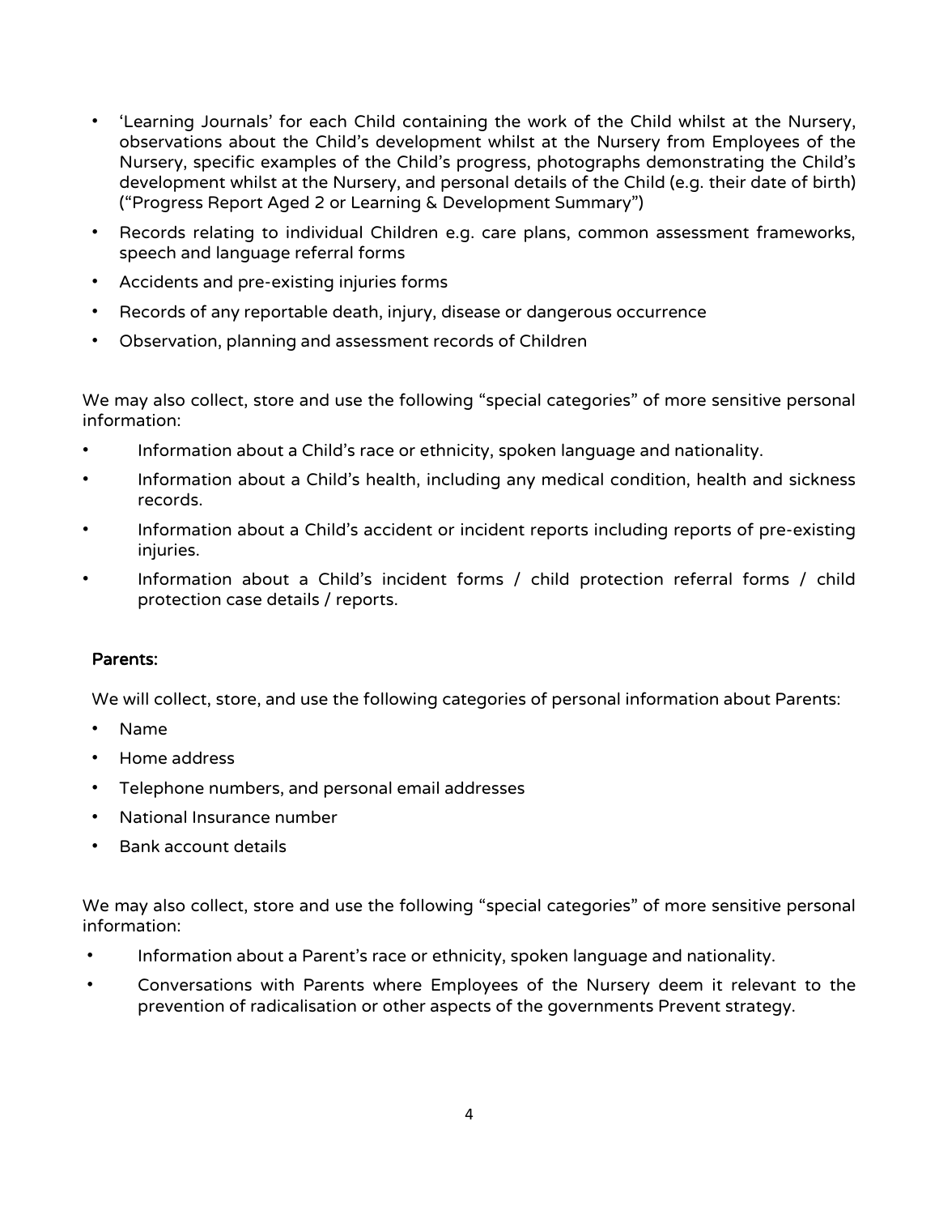- 'Learning Journals' for each Child containing the work of the Child whilst at the Nursery, observations about the Child's development whilst at the Nursery from Employees of the Nursery, specific examples of the Child's progress, photographs demonstrating the Child's development whilst at the Nursery, and personal details of the Child (e.g. their date of birth) ("Progress Report Aged 2 or Learning & Development Summary")
- Records relating to individual Children e.g. care plans, common assessment frameworks, speech and language referral forms
- Accidents and pre-existing injuries forms
- Records of any reportable death, injury, disease or dangerous occurrence
- Observation, planning and assessment records of Children

We may also collect, store and use the following "special categories" of more sensitive personal information:

- Information about a Child's race or ethnicity, spoken language and nationality.
- Information about a Child's health, including any medical condition, health and sickness records.
- Information about a Child's accident or incident reports including reports of pre-existing injuries.
- Information about a Child's incident forms / child protection referral forms / child protection case details / reports.

**Parents:**

We will collect, store, and use the following categories of personal information about Parents:

- Name
- Home address
- Telephone numbers, and personal email addresses
- National Insurance number
- Bank account details

We may also collect, store and use the following "special categories" of more sensitive personal information:

- Information about a Parent's race or ethnicity, spoken language and nationality.
- Conversations with Parents where Employees of the Nursery deem it relevant to the prevention of radicalisation or other aspects of the governments Prevent strategy.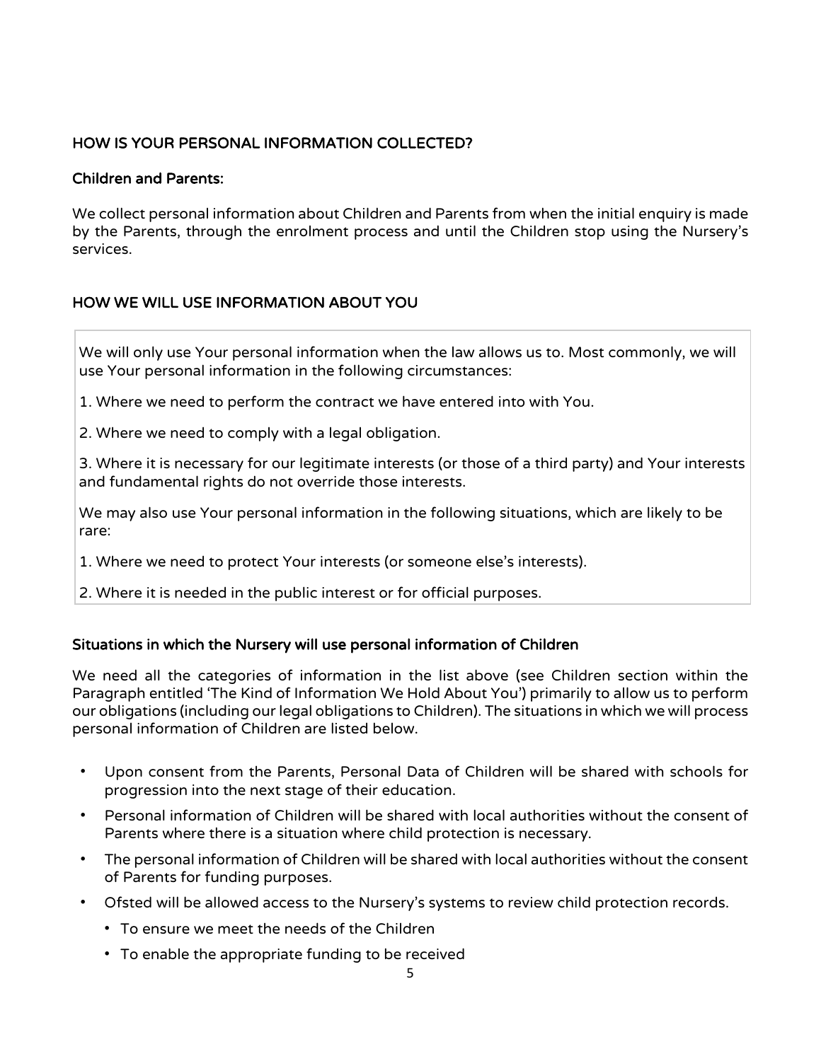## HOW IS YOUR PERSONAL INFORMATION COLLECTED?

### Children and Parents:

We collect personal information about Children and Parents from when the initial enquiry is made by the Parents, through the enrolment process and until the Children stop using the Nursery's services.

## HOW WE WILL USE INFORMATION ABOUT YOU

We will only use Your personal information when the law allows us to. Most commonly, we will use Your personal information in the following circumstances:

1. Where we need to perform the contract we have entered into with You.
2. Where we need to comply with a legal obligation.
3. Where it is necessary for our legitimate interests (or those of a third party) and Your interests and fundamental rights do not override those interests.

We may also use Your personal information in the following situations, which are likely to be rare:

1. Where we need to protect Your interests (or someone else's interests).
2. Where it is needed in the public interest or for official purposes.

### Situations in which the Nursery will use personal information of Children

We need all the categories of information in the list above (see Children section within the Paragraph entitled 'The Kind of Information We Hold About You') primarily to allow us to perform our obligations (including our legal obligations to Children). The situations in which we will process personal information of Children are listed below.

- Upon consent from the Parents, Personal Data of Children will be shared with schools for progression into the next stage of their education.
- Personal information of Children will be shared with local authorities without the consent of Parents where there is a situation where child protection is necessary.
- The personal information of Children will be shared with local authorities without the consent of Parents for funding purposes.
- Ofsted will be allowed access to the Nursery's systems to review child protection records.
  - To ensure we meet the needs of the Children
  - To enable the appropriate funding to be received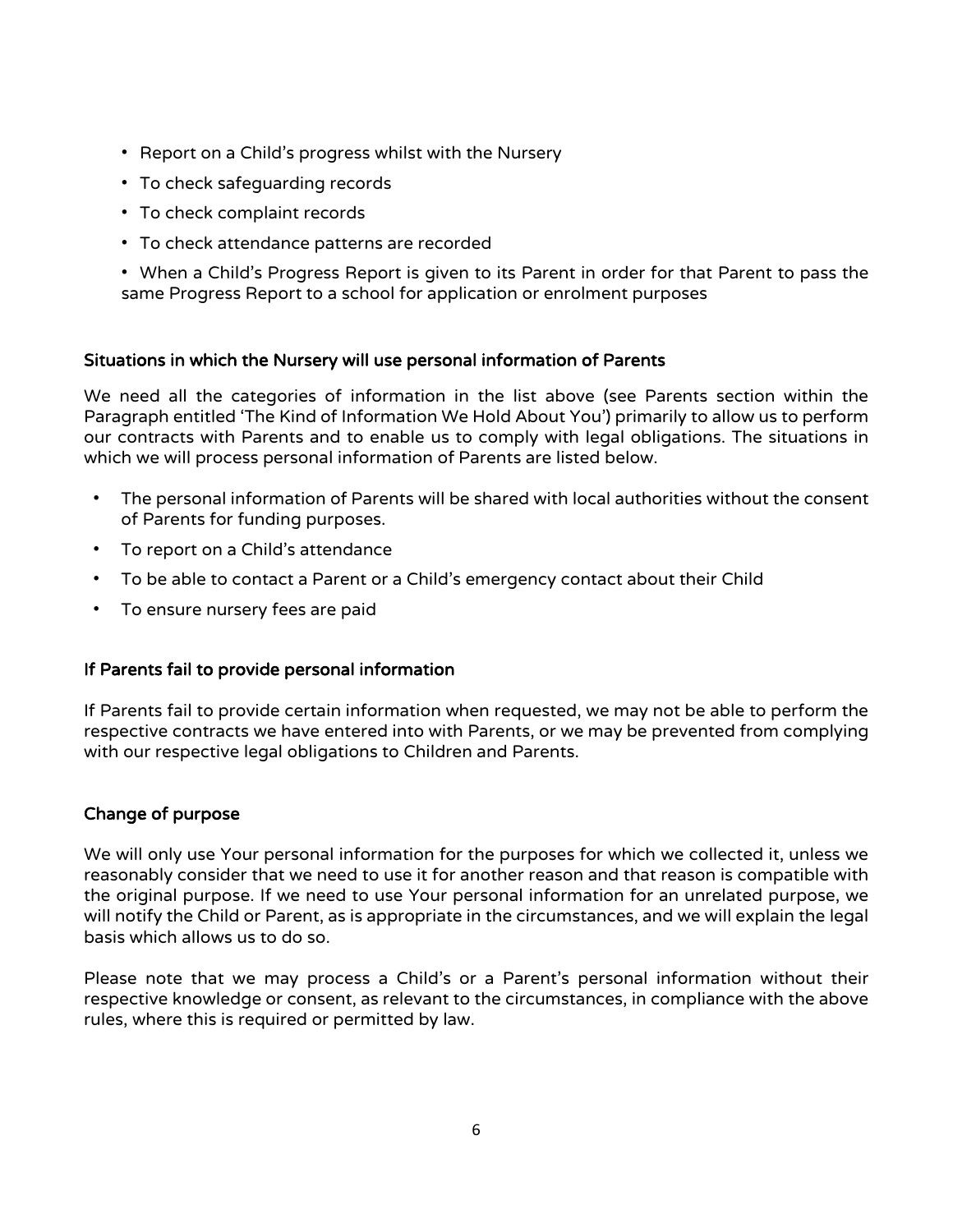- Report on a Child's progress whilst with the Nursery
- To check safeguarding records
- To check complaint records
- To check attendance patterns are recorded
- When a Child's Progress Report is given to its Parent in order for that Parent to pass the same Progress Report to a school for application or enrolment purposes

### Situations in which the Nursery will use personal information of Parents

We need all the categories of information in the list above (see Parents section within the Paragraph entitled 'The Kind of Information We Hold About You') primarily to allow us to perform our contracts with Parents and to enable us to comply with legal obligations. The situations in which we will process personal information of Parents are listed below.

- The personal information of Parents will be shared with local authorities without the consent of Parents for funding purposes.
- To report on a Child's attendance
- To be able to contact a Parent or a Child's emergency contact about their Child
- To ensure nursery fees are paid

### If Parents fail to provide personal information

If Parents fail to provide certain information when requested, we may not be able to perform the respective contracts we have entered into with Parents, or we may be prevented from complying with our respective legal obligations to Children and Parents.

### Change of purpose

We will only use Your personal information for the purposes for which we collected it, unless we reasonably consider that we need to use it for another reason and that reason is compatible with the original purpose. If we need to use Your personal information for an unrelated purpose, we will notify the Child or Parent, as is appropriate in the circumstances, and we will explain the legal basis which allows us to do so.

Please note that we may process a Child's or a Parent's personal information without their respective knowledge or consent, as relevant to the circumstances, in compliance with the above rules, where this is required or permitted by law.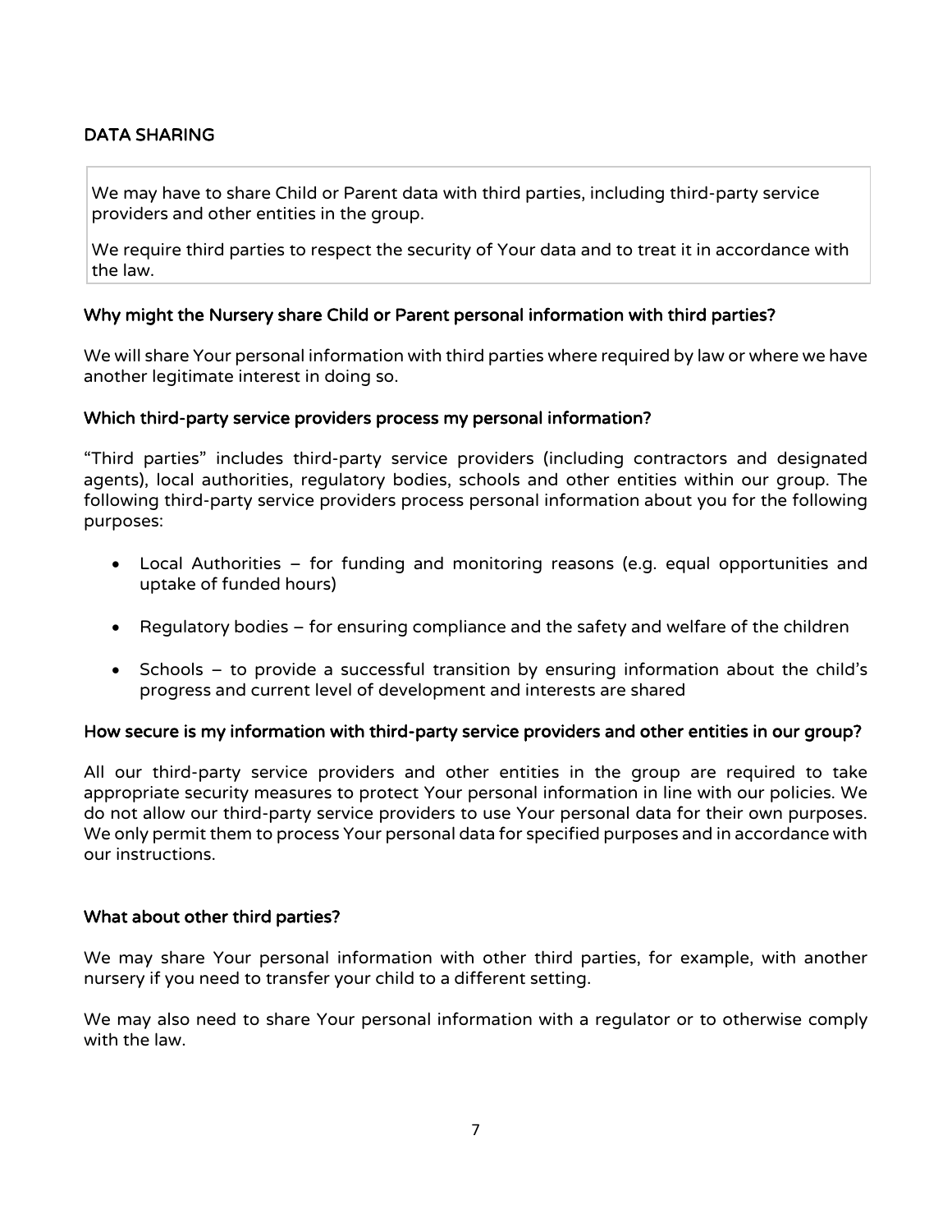## DATA SHARING

We may have to share Child or Parent data with third parties, including third-party service providers and other entities in the group.

We require third parties to respect the security of Your data and to treat it in accordance with the law.

### Why might the Nursery share Child or Parent personal information with third parties?

We will share Your personal information with third parties where required by law or where we have another legitimate interest in doing so.

### Which third-party service providers process my personal information?

"Third parties" includes third-party service providers (including contractors and designated agents), local authorities, regulatory bodies, schools and other entities within our group. The following third-party service providers process personal information about you for the following purposes:

- Local Authorities – for funding and monitoring reasons (e.g. equal opportunities and uptake of funded hours)
- Regulatory bodies – for ensuring compliance and the safety and welfare of the children
- Schools – to provide a successful transition by ensuring information about the child's progress and current level of development and interests are shared

### How secure is my information with third-party service providers and other entities in our group?

All our third-party service providers and other entities in the group are required to take appropriate security measures to protect Your personal information in line with our policies. We do not allow our third-party service providers to use Your personal data for their own purposes. We only permit them to process Your personal data for specified purposes and in accordance with our instructions.

### What about other third parties?

We may share Your personal information with other third parties, for example, with another nursery if you need to transfer your child to a different setting.

We may also need to share Your personal information with a regulator or to otherwise comply with the law.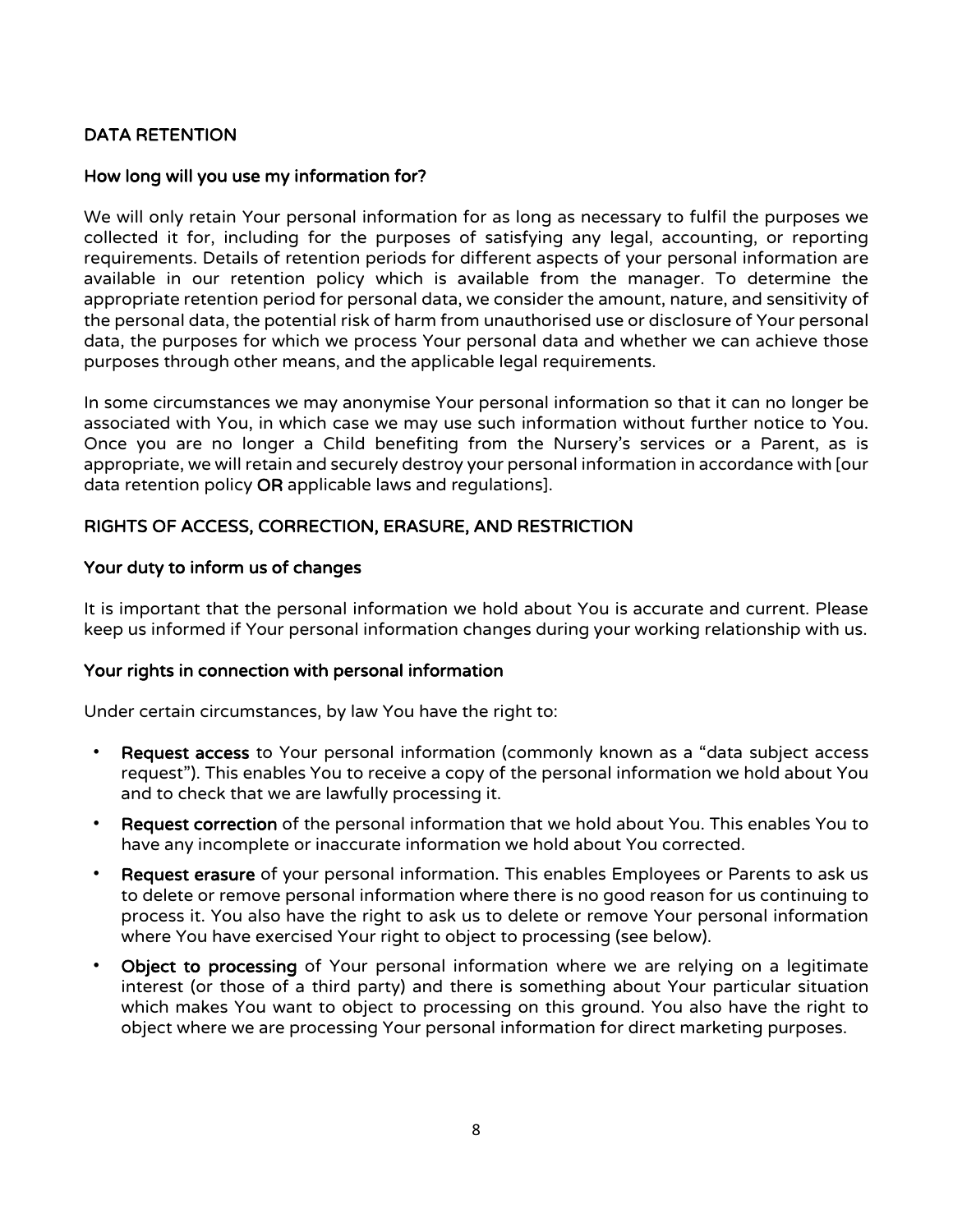## DATA RETENTION

### How long will you use my information for?

We will only retain Your personal information for as long as necessary to fulfil the purposes we collected it for, including for the purposes of satisfying any legal, accounting, or reporting requirements. Details of retention periods for different aspects of your personal information are available in our retention policy which is available from the manager. To determine the appropriate retention period for personal data, we consider the amount, nature, and sensitivity of the personal data, the potential risk of harm from unauthorised use or disclosure of Your personal data, the purposes for which we process Your personal data and whether we can achieve those purposes through other means, and the applicable legal requirements.

In some circumstances we may anonymise Your personal information so that it can no longer be associated with You, in which case we may use such information without further notice to You. Once you are no longer a Child benefiting from the Nursery's services or a Parent, as is appropriate, we will retain and securely destroy your personal information in accordance with [our data retention policy **OR** applicable laws and regulations].

## RIGHTS OF ACCESS, CORRECTION, ERASURE, AND RESTRICTION

### Your duty to inform us of changes

It is important that the personal information we hold about You is accurate and current. Please keep us informed if Your personal information changes during your working relationship with us.

### Your rights in connection with personal information

Under certain circumstances, by law You have the right to:

- **Request access** to Your personal information (commonly known as a "data subject access request"). This enables You to receive a copy of the personal information we hold about You and to check that we are lawfully processing it.
- **Request correction** of the personal information that we hold about You. This enables You to have any incomplete or inaccurate information we hold about You corrected.
- **Request erasure** of your personal information. This enables Employees or Parents to ask us to delete or remove personal information where there is no good reason for us continuing to process it. You also have the right to ask us to delete or remove Your personal information where You have exercised Your right to object to processing (see below).
- **Object to processing** of Your personal information where we are relying on a legitimate interest (or those of a third party) and there is something about Your particular situation which makes You want to object to processing on this ground. You also have the right to object where we are processing Your personal information for direct marketing purposes.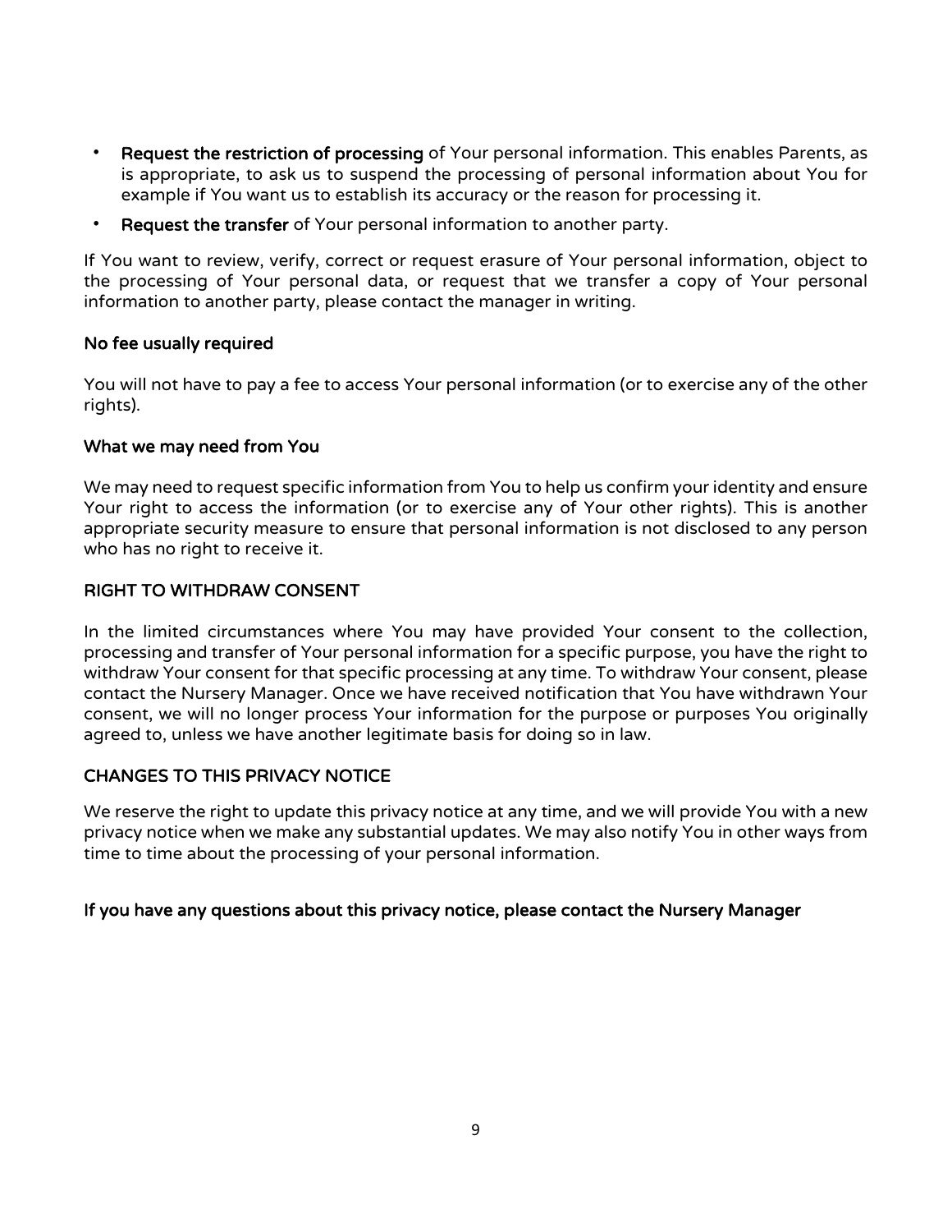- **Request the restriction of processing** of Your personal information. This enables Parents, as is appropriate, to ask us to suspend the processing of personal information about You for example if You want us to establish its accuracy or the reason for processing it.
- **Request the transfer** of Your personal information to another party.

If You want to review, verify, correct or request erasure of Your personal information, object to the processing of Your personal data, or request that we transfer a copy of Your personal information to another party, please contact the manager in writing.

### No fee usually required

You will not have to pay a fee to access Your personal information (or to exercise any of the other rights).

### What we may need from You

We may need to request specific information from You to help us confirm your identity and ensure Your right to access the information (or to exercise any of Your other rights). This is another appropriate security measure to ensure that personal information is not disclosed to any person who has no right to receive it.

## RIGHT TO WITHDRAW CONSENT

In the limited circumstances where You may have provided Your consent to the collection, processing and transfer of Your personal information for a specific purpose, you have the right to withdraw Your consent for that specific processing at any time. To withdraw Your consent, please contact the Nursery Manager. Once we have received notification that You have withdrawn Your consent, we will no longer process Your information for the purpose or purposes You originally agreed to, unless we have another legitimate basis for doing so in law.

## CHANGES TO THIS PRIVACY NOTICE

We reserve the right to update this privacy notice at any time, and we will provide You with a new privacy notice when we make any substantial updates. We may also notify You in other ways from time to time about the processing of your personal information.

**If you have any questions about this privacy notice, please contact the Nursery Manager**